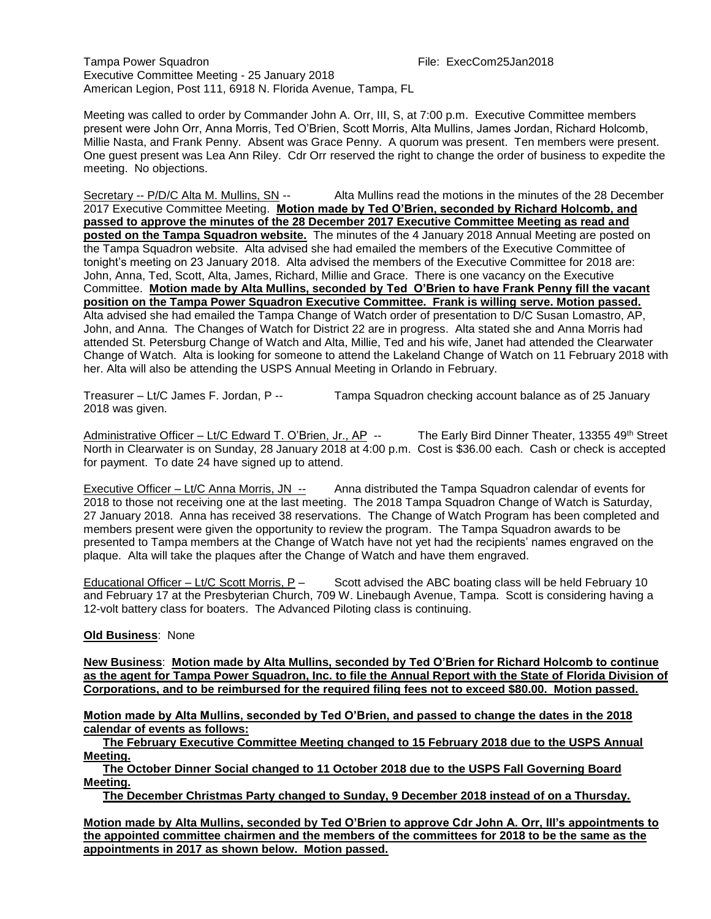Tampa Power Squadron File: ExecCom25Jan2018
Executive Committee Meeting - 25 January 2018
American Legion, Post 111, 6918 N. Florida Avenue, Tampa, FL

Meeting was called to order by Commander John A. Orr, III, S, at 7:00 p.m. Executive Committee members present were John Orr, Anna Morris, Ted O'Brien, Scott Morris, Alta Mullins, James Jordan, Richard Holcomb, Millie Nasta, and Frank Penny. Absent was Grace Penny. A quorum was present. Ten members were present. One guest present was Lea Ann Riley. Cdr Orr reserved the right to change the order of business to expedite the meeting. No objections.

Secretary -- P/D/C Alta M. Mullins, SN -- Alta Mullins read the motions in the minutes of the 28 December 2017 Executive Committee Meeting. **Motion made by Ted O'Brien, seconded by Richard Holcomb, and passed to approve the minutes of the 28 December 2017 Executive Committee Meeting as read and posted on the Tampa Squadron website.** The minutes of the 4 January 2018 Annual Meeting are posted on the Tampa Squadron website. Alta advised she had emailed the members of the Executive Committee of tonight's meeting on 23 January 2018. Alta advised the members of the Executive Committee for 2018 are: John, Anna, Ted, Scott, Alta, James, Richard, Millie and Grace. There is one vacancy on the Executive Committee. **Motion made by Alta Mullins, seconded by Ted O'Brien to have Frank Penny fill the vacant position on the Tampa Power Squadron Executive Committee. Frank is willing serve. Motion passed.** Alta advised she had emailed the Tampa Change of Watch order of presentation to D/C Susan Lomastro, AP, John, and Anna. The Changes of Watch for District 22 are in progress. Alta stated she and Anna Morris had attended St. Petersburg Change of Watch and Alta, Millie, Ted and his wife, Janet had attended the Clearwater Change of Watch. Alta is looking for someone to attend the Lakeland Change of Watch on 11 February 2018 with her. Alta will also be attending the USPS Annual Meeting in Orlando in February.

Treasurer – Lt/C James F. Jordan, P -- Tampa Squadron checking account balance as of 25 January 2018 was given.

Administrative Officer – Lt/C Edward T. O'Brien, Jr., AP -- The Early Bird Dinner Theater, 13355 49th Street North in Clearwater is on Sunday, 28 January 2018 at 4:00 p.m. Cost is $36.00 each. Cash or check is accepted for payment. To date 24 have signed up to attend.

Executive Officer – Lt/C Anna Morris, JN -- Anna distributed the Tampa Squadron calendar of events for 2018 to those not receiving one at the last meeting. The 2018 Tampa Squadron Change of Watch is Saturday, 27 January 2018. Anna has received 38 reservations. The Change of Watch Program has been completed and members present were given the opportunity to review the program. The Tampa Squadron awards to be presented to Tampa members at the Change of Watch have not yet had the recipients' names engraved on the plaque. Alta will take the plaques after the Change of Watch and have them engraved.

Educational Officer – Lt/C Scott Morris, P – Scott advised the ABC boating class will be held February 10 and February 17 at the Presbyterian Church, 709 W. Linebaugh Avenue, Tampa. Scott is considering having a 12-volt battery class for boaters. The Advanced Piloting class is continuing.

**Old Business**: None

**New Business**: **Motion made by Alta Mullins, seconded by Ted O'Brien for Richard Holcomb to continue as the agent for Tampa Power Squadron, Inc. to file the Annual Report with the State of Florida Division of Corporations, and to be reimbursed for the required filing fees not to exceed $80.00. Motion passed.**

**Motion made by Alta Mullins, seconded by Ted O'Brien, and passed to change the dates in the 2018 calendar of events as follows:**

**The February Executive Committee Meeting changed to 15 February 2018 due to the USPS Annual Meeting.**

**The October Dinner Social changed to 11 October 2018 due to the USPS Fall Governing Board Meeting.**

**The December Christmas Party changed to Sunday, 9 December 2018 instead of on a Thursday.**

**Motion made by Alta Mullins, seconded by Ted O'Brien to approve Cdr John A. Orr, III's appointments to the appointed committee chairmen and the members of the committees for 2018 to be the same as the appointments in 2017 as shown below. Motion passed.**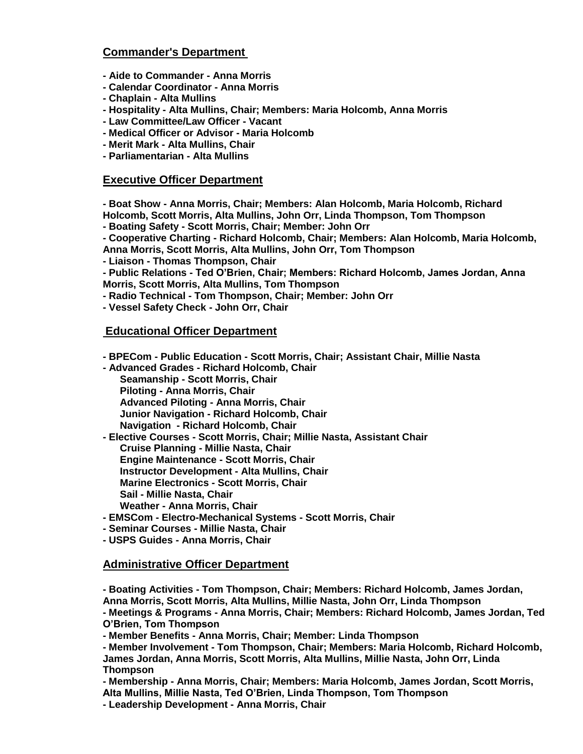## Commander's Department

- Aide to Commander - Anna Morris
- Calendar Coordinator - Anna Morris
- Chaplain - Alta Mullins
- Hospitality - Alta Mullins, Chair; Members: Maria Holcomb, Anna Morris
- Law Committee/Law Officer - Vacant
- Medical Officer or Advisor - Maria Holcomb
- Merit Mark - Alta Mullins, Chair
- Parliamentarian - Alta Mullins

## Executive Officer Department

- Boat Show - Anna Morris, Chair; Members: Alan Holcomb, Maria Holcomb, Richard Holcomb, Scott Morris, Alta Mullins, John Orr, Linda Thompson, Tom Thompson
- Boating Safety - Scott Morris, Chair; Member: John Orr
- Cooperative Charting - Richard Holcomb, Chair; Members: Alan Holcomb, Maria Holcomb, Anna Morris, Scott Morris, Alta Mullins, John Orr, Tom Thompson
- Liaison - Thomas Thompson, Chair
- Public Relations - Ted O'Brien, Chair; Members: Richard Holcomb, James Jordan, Anna Morris, Scott Morris, Alta Mullins, Tom Thompson
- Radio Technical - Tom Thompson, Chair; Member: John Orr
- Vessel Safety Check - John Orr, Chair

## Educational Officer Department

- BPECom - Public Education - Scott Morris, Chair; Assistant Chair, Millie Nasta
- Advanced Grades - Richard Holcomb, Chair
  - Seamanship - Scott Morris, Chair
  - Piloting - Anna Morris, Chair
  - Advanced Piloting - Anna Morris, Chair
  - Junior Navigation - Richard Holcomb, Chair
  - Navigation - Richard Holcomb, Chair
- Elective Courses - Scott Morris, Chair; Millie Nasta, Assistant Chair
  - Cruise Planning - Millie Nasta, Chair
  - Engine Maintenance - Scott Morris, Chair
  - Instructor Development - Alta Mullins, Chair
  - Marine Electronics - Scott Morris, Chair
  - Sail - Millie Nasta, Chair
  - Weather - Anna Morris, Chair
- EMSCom - Electro-Mechanical Systems - Scott Morris, Chair
- Seminar Courses - Millie Nasta, Chair
- USPS Guides - Anna Morris, Chair

## Administrative Officer Department

- Boating Activities - Tom Thompson, Chair; Members: Richard Holcomb, James Jordan, Anna Morris, Scott Morris, Alta Mullins, Millie Nasta, John Orr, Linda Thompson
- Meetings & Programs - Anna Morris, Chair; Members: Richard Holcomb, James Jordan, Ted O'Brien, Tom Thompson
- Member Benefits - Anna Morris, Chair; Member: Linda Thompson
- Member Involvement - Tom Thompson, Chair; Members: Maria Holcomb, Richard Holcomb, James Jordan, Anna Morris, Scott Morris, Alta Mullins, Millie Nasta, John Orr, Linda Thompson
- Membership - Anna Morris, Chair; Members: Maria Holcomb, James Jordan, Scott Morris, Alta Mullins, Millie Nasta, Ted O'Brien, Linda Thompson, Tom Thompson
- Leadership Development - Anna Morris, Chair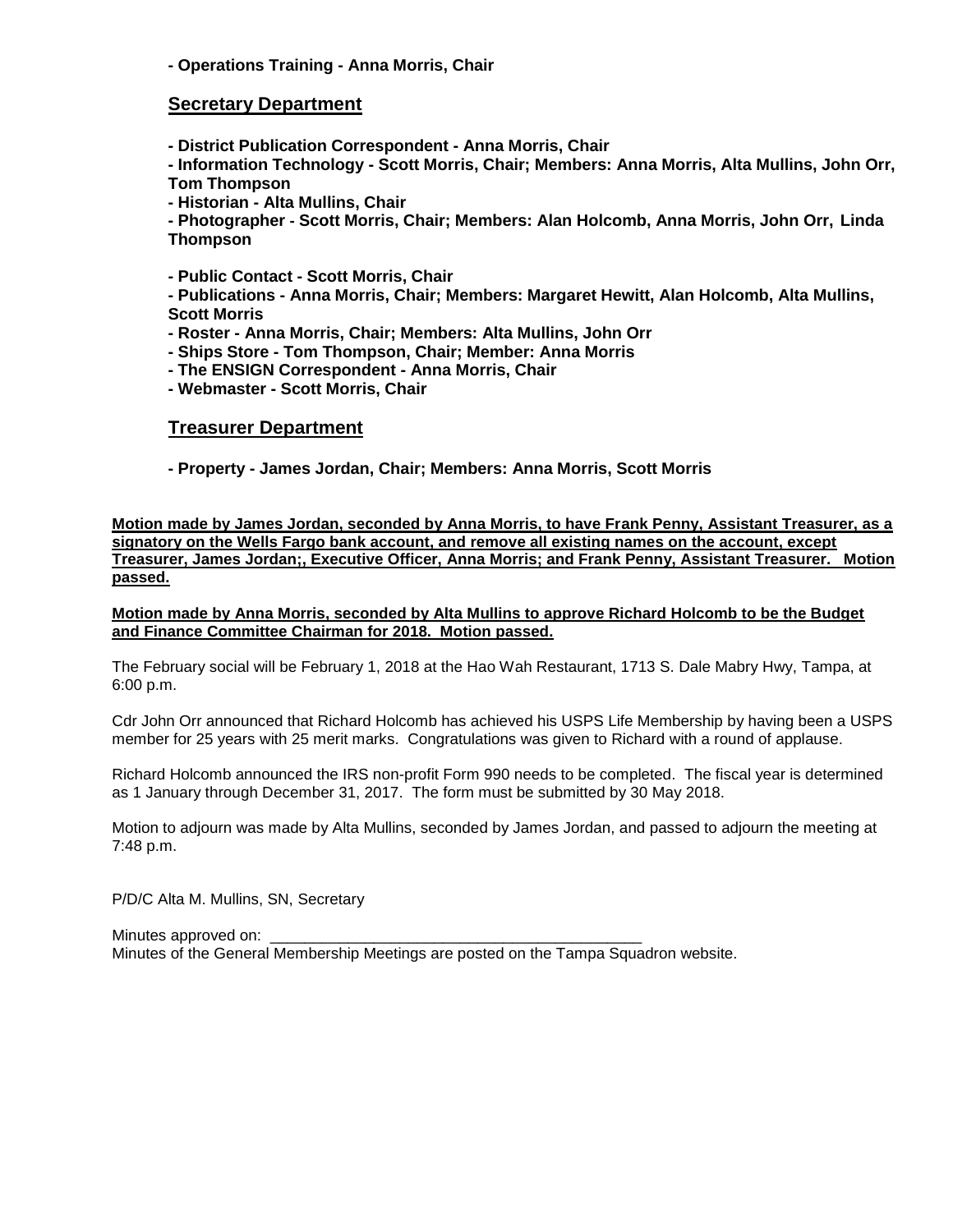**- Operations Training - Anna Morris, Chair**

## Secretary Department

**- District Publication Correspondent - Anna Morris, Chair**
**- Information Technology - Scott Morris, Chair; Members: Anna Morris, Alta Mullins, John Orr, Tom Thompson**
**- Historian - Alta Mullins, Chair**
**- Photographer - Scott Morris, Chair; Members: Alan Holcomb, Anna Morris, John Orr, Linda Thompson**

**- Public Contact - Scott Morris, Chair**
**- Publications - Anna Morris, Chair; Members: Margaret Hewitt, Alan Holcomb, Alta Mullins, Scott Morris**
**- Roster - Anna Morris, Chair; Members: Alta Mullins, John Orr**
**- Ships Store - Tom Thompson, Chair; Member: Anna Morris**
**- The ENSIGN Correspondent - Anna Morris, Chair**
**- Webmaster - Scott Morris, Chair**

## Treasurer Department

**- Property - James Jordan, Chair; Members: Anna Morris, Scott Morris**

**Motion made by James Jordan, seconded by Anna Morris, to have Frank Penny, Assistant Treasurer, as a signatory on the Wells Fargo bank account, and remove all existing names on the account, except Treasurer, James Jordan;, Executive Officer, Anna Morris; and Frank Penny, Assistant Treasurer. Motion passed.**

**Motion made by Anna Morris, seconded by Alta Mullins to approve Richard Holcomb to be the Budget and Finance Committee Chairman for 2018. Motion passed.**

The February social will be February 1, 2018 at the Hao Wah Restaurant, 1713 S. Dale Mabry Hwy, Tampa, at 6:00 p.m.

Cdr John Orr announced that Richard Holcomb has achieved his USPS Life Membership by having been a USPS member for 25 years with 25 merit marks. Congratulations was given to Richard with a round of applause.

Richard Holcomb announced the IRS non-profit Form 990 needs to be completed. The fiscal year is determined as 1 January through December 31, 2017. The form must be submitted by 30 May 2018.

Motion to adjourn was made by Alta Mullins, seconded by James Jordan, and passed to adjourn the meeting at 7:48 p.m.

P/D/C Alta M. Mullins, SN, Secretary

Minutes approved on: ____________________________________________
Minutes of the General Membership Meetings are posted on the Tampa Squadron website.